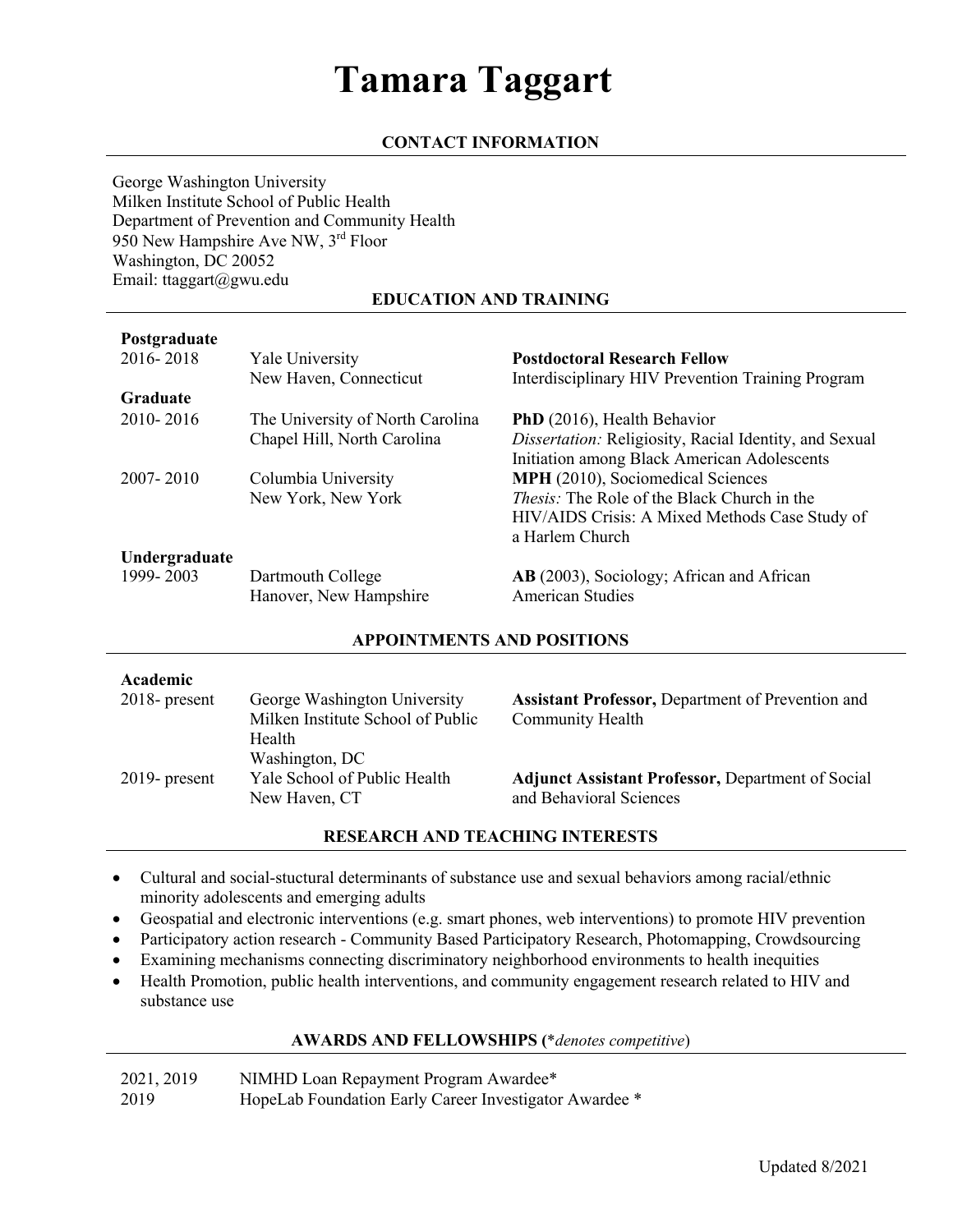# Tamara Taggart

## CONTACT INFORMATION

George Washington University
Milken Institute School of Public Health
Department of Prevention and Community Health
950 New Hampshire Ave NW, 3rd Floor
Washington, DC 20052
Email: ttaggart@gwu.edu

## EDUCATION AND TRAINING

**Postgraduate**

| | | |
|---|---|---|
| 2016- 2018 | Yale University<br>New Haven, Connecticut | **Postdoctoral Research Fellow**<br>Interdisciplinary HIV Prevention Training Program |

**Graduate**

| | | |
|---|---|---|
| 2010- 2016 | The University of North Carolina<br>Chapel Hill, North Carolina | **PhD** (2016), Health Behavior<br>*Dissertation:* Religiosity, Racial Identity, and Sexual Initiation among Black American Adolescents |
| 2007- 2010 | Columbia University<br>New York, New York | **MPH** (2010), Sociomedical Sciences<br>*Thesis:* The Role of the Black Church in the HIV/AIDS Crisis: A Mixed Methods Case Study of a Harlem Church |

**Undergraduate**

| | | |
|---|---|---|
| 1999- 2003 | Dartmouth College<br>Hanover, New Hampshire | **AB** (2003), Sociology; African and African American Studies |

## APPOINTMENTS AND POSITIONS

**Academic**

| | | |
|---|---|---|
| 2018- present | George Washington University<br>Milken Institute School of Public Health<br>Washington, DC | **Assistant Professor,** Department of Prevention and Community Health |
| 2019- present | Yale School of Public Health<br>New Haven, CT | **Adjunct Assistant Professor,** Department of Social and Behavioral Sciences |

## RESEARCH AND TEACHING INTERESTS

- Cultural and social-stuctural determinants of substance use and sexual behaviors among racial/ethnic minority adolescents and emerging adults
- Geospatial and electronic interventions (e.g. smart phones, web interventions) to promote HIV prevention
- Participatory action research - Community Based Participatory Research, Photomapping, Crowdsourcing
- Examining mechanisms connecting discriminatory neighborhood environments to health inequities
- Health Promotion, public health interventions, and community engagement research related to HIV and substance use

## AWARDS AND FELLOWSHIPS (*denotes competitive*)

| | |
|---|---|
| 2021, 2019 | NIMHD Loan Repayment Program Awardee* |
| 2019 | HopeLab Foundation Early Career Investigator Awardee * |

Updated 8/2021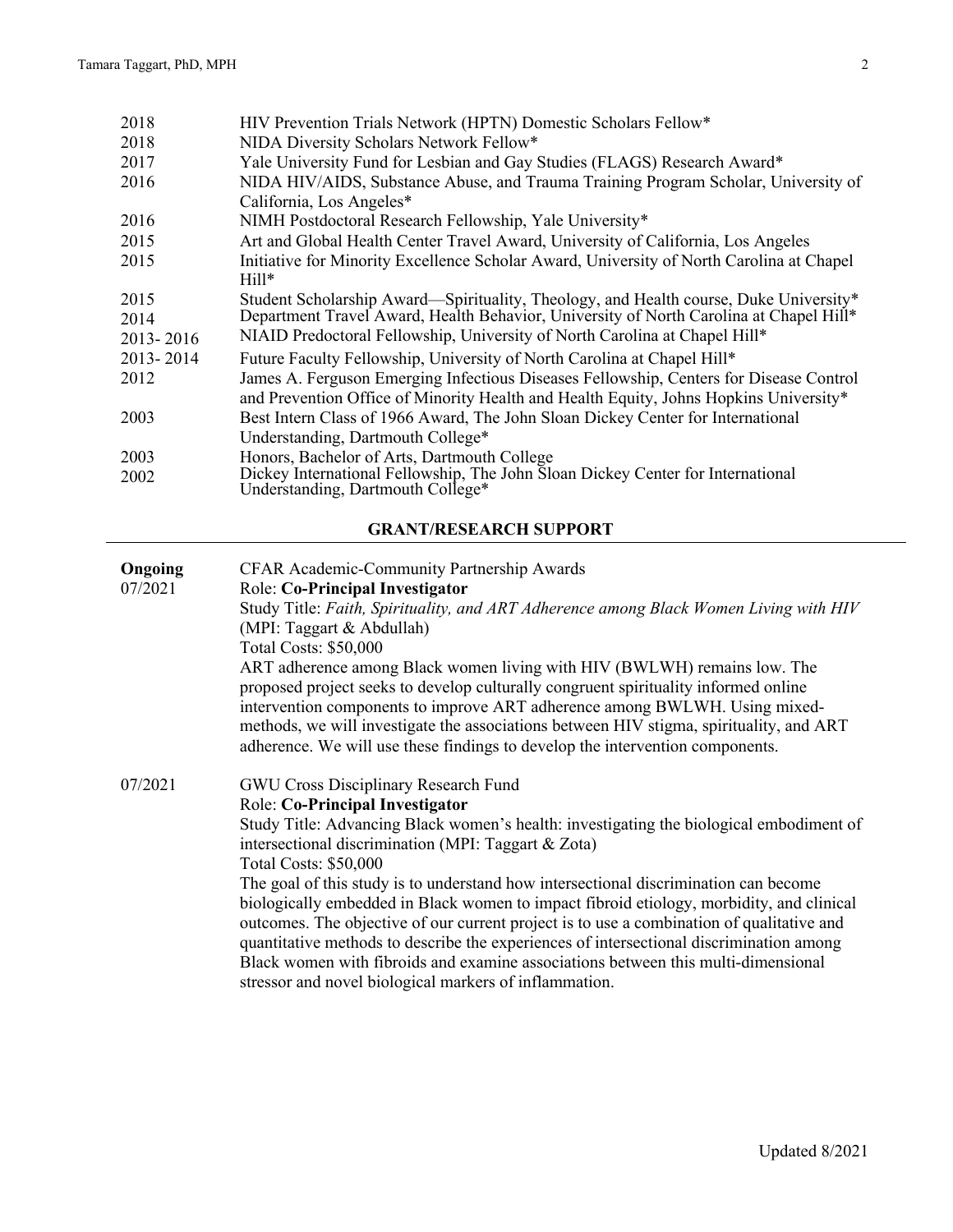| | |
|---|---|
| 2018 | HIV Prevention Trials Network (HPTN) Domestic Scholars Fellow* |
| 2018 | NIDA Diversity Scholars Network Fellow* |
| 2017 | Yale University Fund for Lesbian and Gay Studies (FLAGS) Research Award* |
| 2016 | NIDA HIV/AIDS, Substance Abuse, and Trauma Training Program Scholar, University of California, Los Angeles* |
| 2016 | NIMH Postdoctoral Research Fellowship, Yale University* |
| 2015 | Art and Global Health Center Travel Award, University of California, Los Angeles |
| 2015 | Initiative for Minority Excellence Scholar Award, University of North Carolina at Chapel Hill* |
| 2015 | Student Scholarship Award—Spirituality, Theology, and Health course, Duke University* |
| 2014 | Department Travel Award, Health Behavior, University of North Carolina at Chapel Hill* |
| 2013- 2016 | NIAID Predoctoral Fellowship, University of North Carolina at Chapel Hill* |
| 2013- 2014 | Future Faculty Fellowship, University of North Carolina at Chapel Hill* |
| 2012 | James A. Ferguson Emerging Infectious Diseases Fellowship, Centers for Disease Control and Prevention Office of Minority Health and Health Equity, Johns Hopkins University* |
| 2003 | Best Intern Class of 1966 Award, The John Sloan Dickey Center for International Understanding, Dartmouth College* |
| 2003 | Honors, Bachelor of Arts, Dartmouth College |
| 2002 | Dickey International Fellowship, The John Sloan Dickey Center for International Understanding, Dartmouth College* |

## GRANT/RESEARCH SUPPORT

**Ongoing**
07/2021

CFAR Academic-Community Partnership Awards
Role: **Co-Principal Investigator**
Study Title: *Faith, Spirituality, and ART Adherence among Black Women Living with HIV* (MPI: Taggart & Abdullah)
Total Costs: $50,000
ART adherence among Black women living with HIV (BWLWH) remains low. The proposed project seeks to develop culturally congruent spirituality informed online intervention components to improve ART adherence among BWLWH. Using mixed-methods, we will investigate the associations between HIV stigma, spirituality, and ART adherence. We will use these findings to develop the intervention components.

07/2021

GWU Cross Disciplinary Research Fund
Role: **Co-Principal Investigator**
Study Title: Advancing Black women's health: investigating the biological embodiment of intersectional discrimination (MPI: Taggart & Zota)
Total Costs: $50,000
The goal of this study is to understand how intersectional discrimination can become biologically embedded in Black women to impact fibroid etiology, morbidity, and clinical outcomes. The objective of our current project is to use a combination of qualitative and quantitative methods to describe the experiences of intersectional discrimination among Black women with fibroids and examine associations between this multi-dimensional stressor and novel biological markers of inflammation.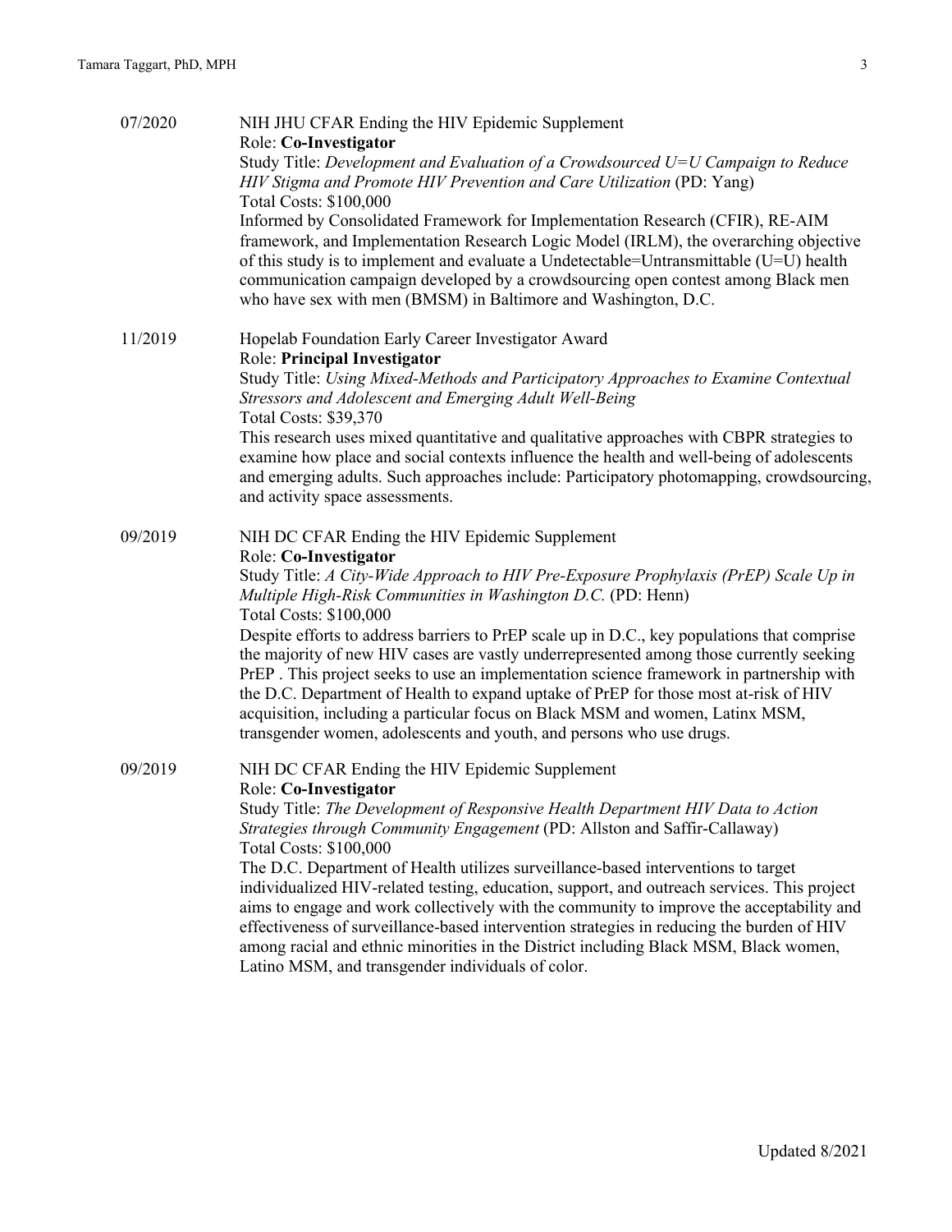07/2020 NIH JHU CFAR Ending the HIV Epidemic Supplement
Role: **Co-Investigator**
Study Title: *Development and Evaluation of a Crowdsourced U=U Campaign to Reduce HIV Stigma and Promote HIV Prevention and Care Utilization* (PD: Yang)
Total Costs: $100,000
Informed by Consolidated Framework for Implementation Research (CFIR), RE-AIM framework, and Implementation Research Logic Model (IRLM), the overarching objective of this study is to implement and evaluate a Undetectable=Untransmittable (U=U) health communication campaign developed by a crowdsourcing open contest among Black men who have sex with men (BMSM) in Baltimore and Washington, D.C.

11/2019 Hopelab Foundation Early Career Investigator Award
Role: **Principal Investigator**
Study Title: *Using Mixed-Methods and Participatory Approaches to Examine Contextual Stressors and Adolescent and Emerging Adult Well-Being*
Total Costs: $39,370
This research uses mixed quantitative and qualitative approaches with CBPR strategies to examine how place and social contexts influence the health and well-being of adolescents and emerging adults. Such approaches include: Participatory photomapping, crowdsourcing, and activity space assessments.

09/2019 NIH DC CFAR Ending the HIV Epidemic Supplement
Role: **Co-Investigator**
Study Title: *A City-Wide Approach to HIV Pre-Exposure Prophylaxis (PrEP) Scale Up in Multiple High-Risk Communities in Washington D.C.* (PD: Henn)
Total Costs: $100,000
Despite efforts to address barriers to PrEP scale up in D.C., key populations that comprise the majority of new HIV cases are vastly underrepresented among those currently seeking PrEP . This project seeks to use an implementation science framework in partnership with the D.C. Department of Health to expand uptake of PrEP for those most at-risk of HIV acquisition, including a particular focus on Black MSM and women, Latinx MSM, transgender women, adolescents and youth, and persons who use drugs.

09/2019 NIH DC CFAR Ending the HIV Epidemic Supplement
Role: **Co-Investigator**
Study Title: *The Development of Responsive Health Department HIV Data to Action Strategies through Community Engagement* (PD: Allston and Saffir-Callaway)
Total Costs: $100,000
The D.C. Department of Health utilizes surveillance-based interventions to target individualized HIV-related testing, education, support, and outreach services. This project aims to engage and work collectively with the community to improve the acceptability and effectiveness of surveillance-based intervention strategies in reducing the burden of HIV among racial and ethnic minorities in the District including Black MSM, Black women, Latino MSM, and transgender individuals of color.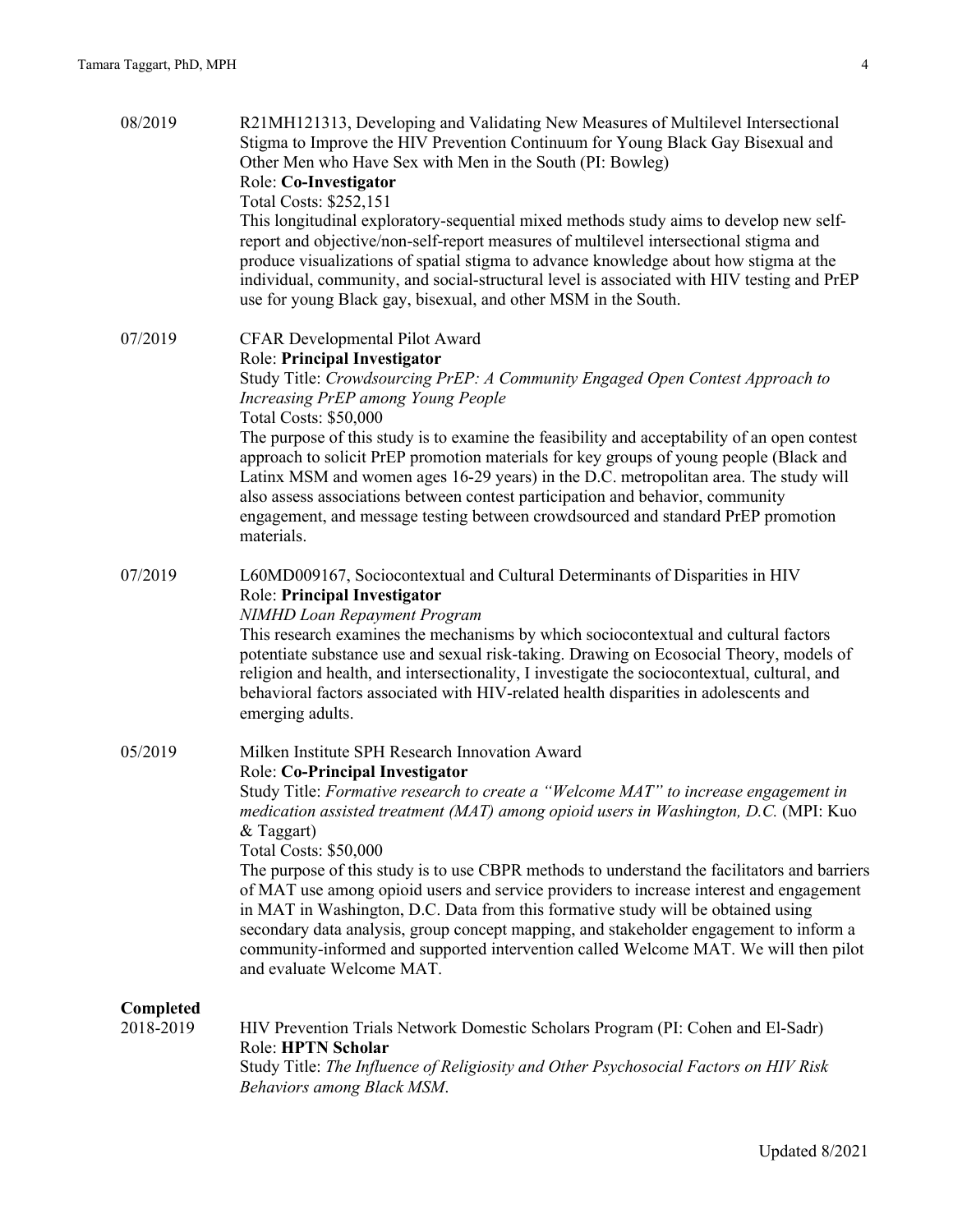08/2019 R21MH121313, Developing and Validating New Measures of Multilevel Intersectional Stigma to Improve the HIV Prevention Continuum for Young Black Gay Bisexual and Other Men who Have Sex with Men in the South (PI: Bowleg)
Role: **Co-Investigator**
Total Costs: $252,151
This longitudinal exploratory-sequential mixed methods study aims to develop new self-report and objective/non-self-report measures of multilevel intersectional stigma and produce visualizations of spatial stigma to advance knowledge about how stigma at the individual, community, and social-structural level is associated with HIV testing and PrEP use for young Black gay, bisexual, and other MSM in the South.

07/2019 CFAR Developmental Pilot Award
Role: **Principal Investigator**
Study Title: *Crowdsourcing PrEP: A Community Engaged Open Contest Approach to Increasing PrEP among Young People*
Total Costs: $50,000
The purpose of this study is to examine the feasibility and acceptability of an open contest approach to solicit PrEP promotion materials for key groups of young people (Black and Latinx MSM and women ages 16-29 years) in the D.C. metropolitan area. The study will also assess associations between contest participation and behavior, community engagement, and message testing between crowdsourced and standard PrEP promotion materials.

07/2019 L60MD009167, Sociocontextual and Cultural Determinants of Disparities in HIV
Role: **Principal Investigator**
*NIMHD Loan Repayment Program*
This research examines the mechanisms by which sociocontextual and cultural factors potentiate substance use and sexual risk-taking. Drawing on Ecosocial Theory, models of religion and health, and intersectionality, I investigate the sociocontextual, cultural, and behavioral factors associated with HIV-related health disparities in adolescents and emerging adults.

05/2019 Milken Institute SPH Research Innovation Award
Role: **Co-Principal Investigator**
Study Title: *Formative research to create a "Welcome MAT" to increase engagement in medication assisted treatment (MAT) among opioid users in Washington, D.C.* (MPI: Kuo & Taggart)
Total Costs: $50,000
The purpose of this study is to use CBPR methods to understand the facilitators and barriers of MAT use among opioid users and service providers to increase interest and engagement in MAT in Washington, D.C. Data from this formative study will be obtained using secondary data analysis, group concept mapping, and stakeholder engagement to inform a community-informed and supported intervention called Welcome MAT. We will then pilot and evaluate Welcome MAT.

**Completed**

2018-2019 HIV Prevention Trials Network Domestic Scholars Program (PI: Cohen and El-Sadr)
Role: **HPTN Scholar**
Study Title: *The Influence of Religiosity and Other Psychosocial Factors on HIV Risk Behaviors among Black MSM.*

Updated 8/2021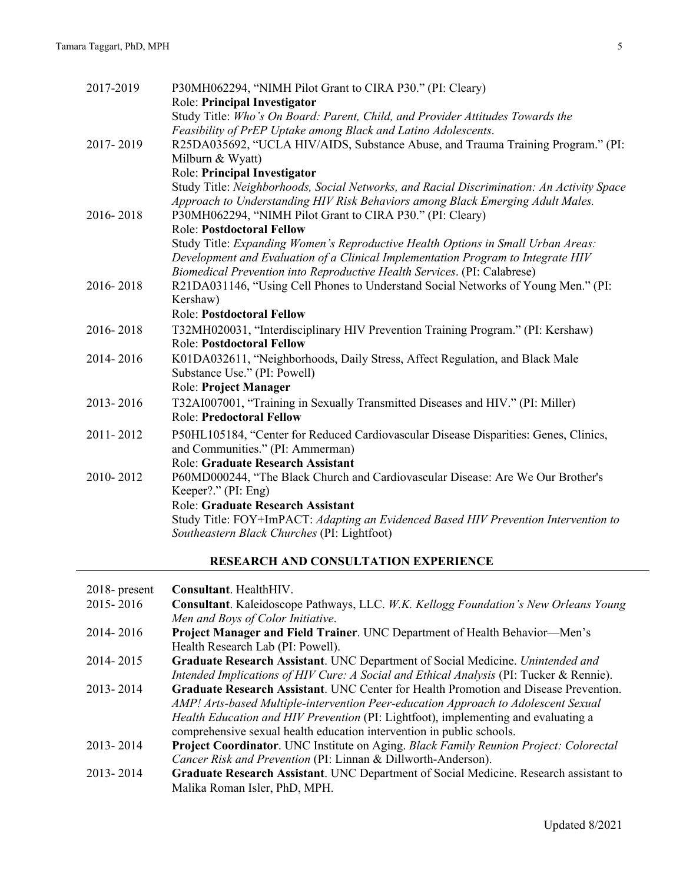2017-2019 P30MH062294, "NIMH Pilot Grant to CIRA P30." (PI: Cleary)
Role: **Principal Investigator**
Study Title: *Who's On Board: Parent, Child, and Provider Attitudes Towards the Feasibility of PrEP Uptake among Black and Latino Adolescents*.

2017- 2019 R25DA035692, "UCLA HIV/AIDS, Substance Abuse, and Trauma Training Program." (PI: Milburn & Wyatt)
Role: **Principal Investigator**
Study Title: *Neighborhoods, Social Networks, and Racial Discrimination: An Activity Space Approach to Understanding HIV Risk Behaviors among Black Emerging Adult Males.*

2016- 2018 P30MH062294, "NIMH Pilot Grant to CIRA P30." (PI: Cleary)
Role: **Postdoctoral Fellow**
Study Title: *Expanding Women's Reproductive Health Options in Small Urban Areas: Development and Evaluation of a Clinical Implementation Program to Integrate HIV Biomedical Prevention into Reproductive Health Services*. (PI: Calabrese)

2016- 2018 R21DA031146, "Using Cell Phones to Understand Social Networks of Young Men." (PI: Kershaw)
Role: **Postdoctoral Fellow**

2016- 2018 T32MH020031, "Interdisciplinary HIV Prevention Training Program." (PI: Kershaw)
Role: **Postdoctoral Fellow**

2014- 2016 K01DA032611, "Neighborhoods, Daily Stress, Affect Regulation, and Black Male Substance Use." (PI: Powell)
Role: **Project Manager**

2013- 2016 T32AI007001, "Training in Sexually Transmitted Diseases and HIV." (PI: Miller)
Role: **Predoctoral Fellow**

2011- 2012 P50HL105184, "Center for Reduced Cardiovascular Disease Disparities: Genes, Clinics, and Communities." (PI: Ammerman)
Role: **Graduate Research Assistant**

2010- 2012 P60MD000244, "The Black Church and Cardiovascular Disease: Are We Our Brother's Keeper?." (PI: Eng)
Role: **Graduate Research Assistant**
Study Title: FOY+ImPACT: *Adapting an Evidenced Based HIV Prevention Intervention to Southeastern Black Churches* (PI: Lightfoot)

## RESEARCH AND CONSULTATION EXPERIENCE

2018- present **Consultant**. HealthHIV.

2015- 2016 **Consultant**. Kaleidoscope Pathways, LLC. *W.K. Kellogg Foundation's New Orleans Young Men and Boys of Color Initiative*.

2014- 2016 **Project Manager and Field Trainer**. UNC Department of Health Behavior—Men's Health Research Lab (PI: Powell).

2014- 2015 **Graduate Research Assistant**. UNC Department of Social Medicine. *Unintended and Intended Implications of HIV Cure: A Social and Ethical Analysis* (PI: Tucker & Rennie).

2013- 2014 **Graduate Research Assistant**. UNC Center for Health Promotion and Disease Prevention. *AMP! Arts-based Multiple-intervention Peer-education Approach to Adolescent Sexual Health Education and HIV Prevention* (PI: Lightfoot), implementing and evaluating a comprehensive sexual health education intervention in public schools.

2013- 2014 **Project Coordinator**. UNC Institute on Aging. *Black Family Reunion Project: Colorectal Cancer Risk and Prevention* (PI: Linnan & Dillworth-Anderson).

2013- 2014 **Graduate Research Assistant**. UNC Department of Social Medicine. Research assistant to Malika Roman Isler, PhD, MPH.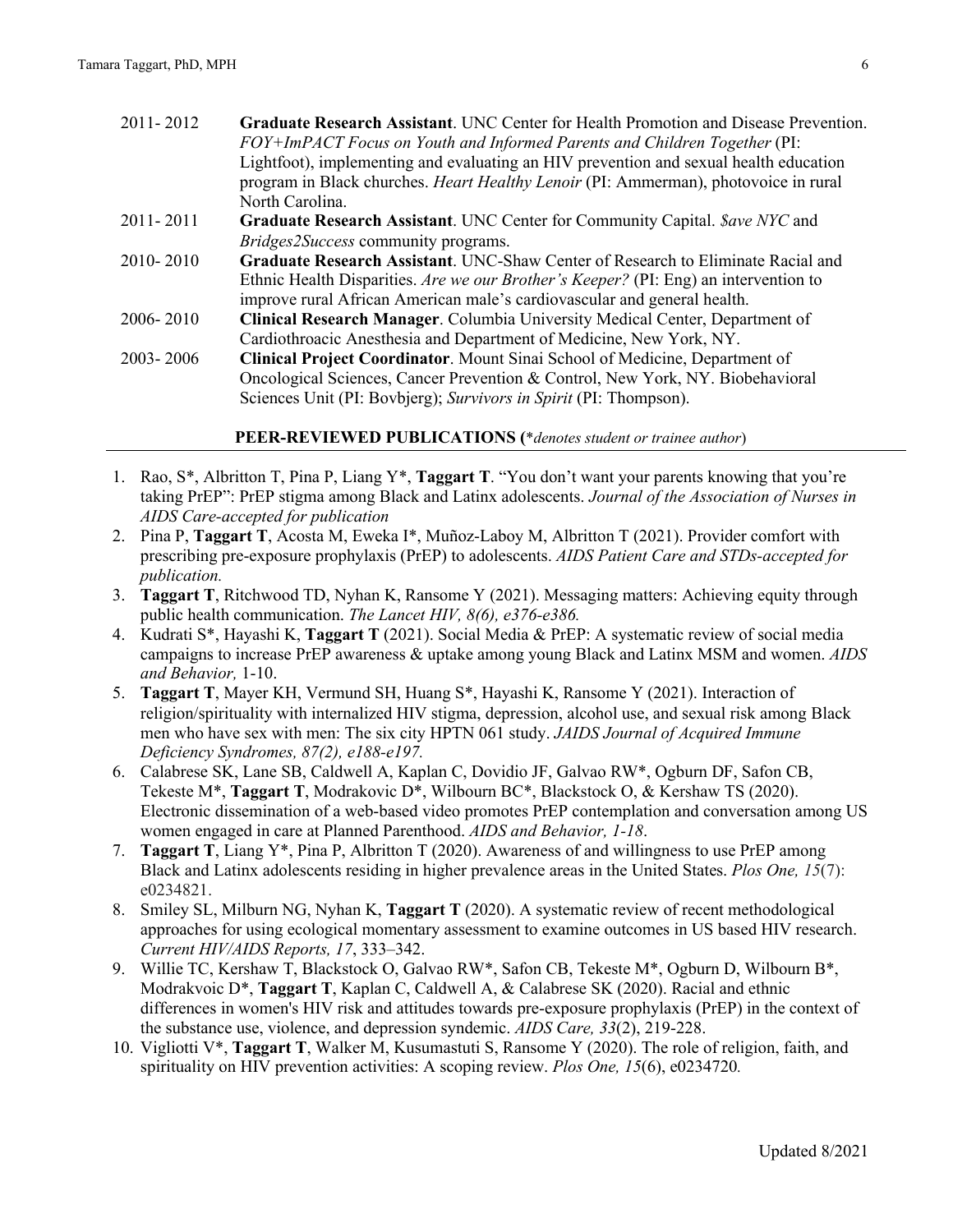| | |
|---|---|
| 2011- 2012 | **Graduate Research Assistant**. UNC Center for Health Promotion and Disease Prevention. *FOY+ImPACT Focus on Youth and Informed Parents and Children Together* (PI: Lightfoot), implementing and evaluating an HIV prevention and sexual health education program in Black churches. *Heart Healthy Lenoir* (PI: Ammerman), photovoice in rural North Carolina. |
| 2011- 2011 | **Graduate Research Assistant**. UNC Center for Community Capital. *$ave NYC* and *Bridges2Success* community programs. |
| 2010- 2010 | **Graduate Research Assistant**. UNC-Shaw Center of Research to Eliminate Racial and Ethnic Health Disparities. *Are we our Brother's Keeper?* (PI: Eng) an intervention to improve rural African American male's cardiovascular and general health. |
| 2006- 2010 | **Clinical Research Manager**. Columbia University Medical Center, Department of Cardiothroacic Anesthesia and Department of Medicine, New York, NY. |
| 2003- 2006 | **Clinical Project Coordinator**. Mount Sinai School of Medicine, Department of Oncological Sciences, Cancer Prevention & Control, New York, NY. Biobehavioral Sciences Unit (PI: Bovbjerg); *Survivors in Spirit* (PI: Thompson). |

## PEER-REVIEWED PUBLICATIONS (*denotes student or trainee author*)

1. Rao, S*, Albritton T, Pina P, Liang Y*, **Taggart T**. "You don't want your parents knowing that you're taking PrEP": PrEP stigma among Black and Latinx adolescents. *Journal of the Association of Nurses in AIDS Care-accepted for publication*
2. Pina P, **Taggart T**, Acosta M, Eweka I*, Muñoz-Laboy M, Albritton T (2021). Provider comfort with prescribing pre-exposure prophylaxis (PrEP) to adolescents. *AIDS Patient Care and STDs-accepted for publication.*
3. **Taggart T**, Ritchwood TD, Nyhan K, Ransome Y (2021). Messaging matters: Achieving equity through public health communication. *The Lancet HIV, 8(6), e376-e386.*
4. Kudrati S*, Hayashi K, **Taggart T** (2021). Social Media & PrEP: A systematic review of social media campaigns to increase PrEP awareness & uptake among young Black and Latinx MSM and women. *AIDS and Behavior,* 1-10.
5. **Taggart T**, Mayer KH, Vermund SH, Huang S*, Hayashi K, Ransome Y (2021). Interaction of religion/spirituality with internalized HIV stigma, depression, alcohol use, and sexual risk among Black men who have sex with men: The six city HPTN 061 study. *JAIDS Journal of Acquired Immune Deficiency Syndromes, 87(2), e188-e197.*
6. Calabrese SK, Lane SB, Caldwell A, Kaplan C, Dovidio JF, Galvao RW*, Ogburn DF, Safon CB, Tekeste M*, **Taggart T**, Modrakovic D*, Wilbourn BC*, Blackstock O, & Kershaw TS (2020). Electronic dissemination of a web-based video promotes PrEP contemplation and conversation among US women engaged in care at Planned Parenthood. *AIDS and Behavior, 1-18*.
7. **Taggart T**, Liang Y*, Pina P, Albritton T (2020). Awareness of and willingness to use PrEP among Black and Latinx adolescents residing in higher prevalence areas in the United States. *Plos One, 15*(7): e0234821.
8. Smiley SL, Milburn NG, Nyhan K, **Taggart T** (2020). A systematic review of recent methodological approaches for using ecological momentary assessment to examine outcomes in US based HIV research. *Current HIV/AIDS Reports, 17*, 333–342.
9. Willie TC, Kershaw T, Blackstock O, Galvao RW*, Safon CB, Tekeste M*, Ogburn D, Wilbourn B*, Modrakvoic D*, **Taggart T**, Kaplan C, Caldwell A, & Calabrese SK (2020). Racial and ethnic differences in women's HIV risk and attitudes towards pre-exposure prophylaxis (PrEP) in the context of the substance use, violence, and depression syndemic. *AIDS Care, 33*(2), 219-228.
10. Vigliotti V*, **Taggart T**, Walker M, Kusumastuti S, Ransome Y (2020). The role of religion, faith, and spirituality on HIV prevention activities: A scoping review. *Plos One, 15*(6), e0234720*.*

Updated 8/2021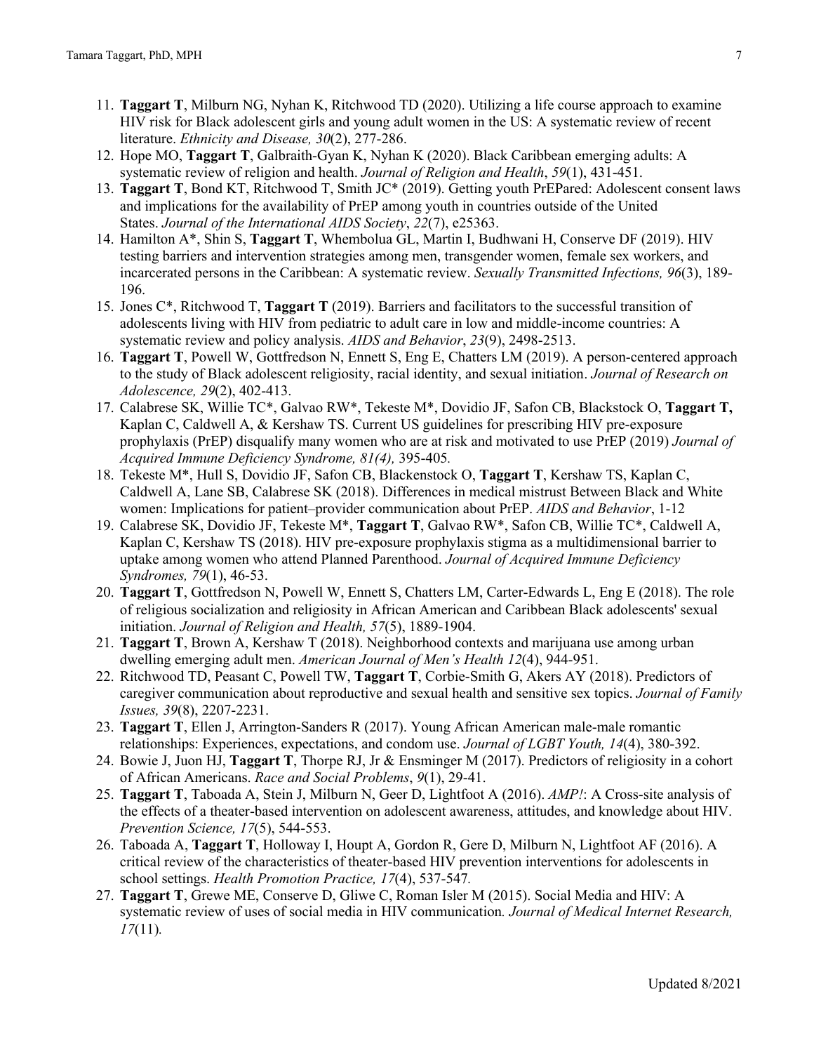11. **Taggart T**, Milburn NG, Nyhan K, Ritchwood TD (2020). Utilizing a life course approach to examine HIV risk for Black adolescent girls and young adult women in the US: A systematic review of recent literature. *Ethnicity and Disease, 30*(2), 277-286.
12. Hope MO, **Taggart T**, Galbraith-Gyan K, Nyhan K (2020). Black Caribbean emerging adults: A systematic review of religion and health. *Journal of Religion and Health*, *59*(1), 431-451.
13. **Taggart T**, Bond KT, Ritchwood T, Smith JC* (2019). Getting youth PrEPared: Adolescent consent laws and implications for the availability of PrEP among youth in countries outside of the United States. *Journal of the International AIDS Society*, *22*(7), e25363.
14. Hamilton A*, Shin S, **Taggart T**, Whembolua GL, Martin I, Budhwani H, Conserve DF (2019). HIV testing barriers and intervention strategies among men, transgender women, female sex workers, and incarcerated persons in the Caribbean: A systematic review. *Sexually Transmitted Infections, 96*(3), 189-196.
15. Jones C*, Ritchwood T, **Taggart T** (2019). Barriers and facilitators to the successful transition of adolescents living with HIV from pediatric to adult care in low and middle-income countries: A systematic review and policy analysis. *AIDS and Behavior*, *23*(9), 2498-2513.
16. **Taggart T**, Powell W, Gottfredson N, Ennett S, Eng E, Chatters LM (2019). A person-centered approach to the study of Black adolescent religiosity, racial identity, and sexual initiation. *Journal of Research on Adolescence, 29*(2), 402-413.
17. Calabrese SK, Willie TC*, Galvao RW*, Tekeste M*, Dovidio JF, Safon CB, Blackstock O, **Taggart T,** Kaplan C, Caldwell A, & Kershaw TS. Current US guidelines for prescribing HIV pre-exposure prophylaxis (PrEP) disqualify many women who are at risk and motivated to use PrEP (2019) *Journal of Acquired Immune Deficiency Syndrome, 81(4),* 395-405*.*
18. Tekeste M*, Hull S, Dovidio JF, Safon CB, Blackenstock O, **Taggart T**, Kershaw TS, Kaplan C, Caldwell A, Lane SB, Calabrese SK (2018). Differences in medical mistrust Between Black and White women: Implications for patient–provider communication about PrEP. *AIDS and Behavior*, 1-12
19. Calabrese SK, Dovidio JF, Tekeste M*, **Taggart T**, Galvao RW*, Safon CB, Willie TC*, Caldwell A, Kaplan C, Kershaw TS (2018). HIV pre-exposure prophylaxis stigma as a multidimensional barrier to uptake among women who attend Planned Parenthood. *Journal of Acquired Immune Deficiency Syndromes, 79*(1), 46-53.
20. **Taggart T**, Gottfredson N, Powell W, Ennett S, Chatters LM, Carter-Edwards L, Eng E (2018). The role of religious socialization and religiosity in African American and Caribbean Black adolescents' sexual initiation. *Journal of Religion and Health, 57*(5), 1889-1904.
21. **Taggart T**, Brown A, Kershaw T (2018). Neighborhood contexts and marijuana use among urban dwelling emerging adult men. *American Journal of Men's Health 12*(4), 944-951.
22. Ritchwood TD, Peasant C, Powell TW, **Taggart T**, Corbie-Smith G, Akers AY (2018). Predictors of caregiver communication about reproductive and sexual health and sensitive sex topics. *Journal of Family Issues, 39*(8), 2207-2231.
23. **Taggart T**, Ellen J, Arrington-Sanders R (2017). Young African American male-male romantic relationships: Experiences, expectations, and condom use. *Journal of LGBT Youth, 14*(4), 380-392.
24. Bowie J, Juon HJ, **Taggart T**, Thorpe RJ, Jr & Ensminger M (2017). Predictors of religiosity in a cohort of African Americans. *Race and Social Problems*, *9*(1), 29-41.
25. **Taggart T**, Taboada A, Stein J, Milburn N, Geer D, Lightfoot A (2016). *AMP!*: A Cross-site analysis of the effects of a theater-based intervention on adolescent awareness, attitudes, and knowledge about HIV. *Prevention Science, 17*(5), 544-553.
26. Taboada A, **Taggart T**, Holloway I, Houpt A, Gordon R, Gere D, Milburn N, Lightfoot AF (2016). A critical review of the characteristics of theater-based HIV prevention interventions for adolescents in school settings. *Health Promotion Practice, 17*(4), 537-547*.*
27. **Taggart T**, Grewe ME, Conserve D, Gliwe C, Roman Isler M (2015). Social Media and HIV: A systematic review of uses of social media in HIV communication*. Journal of Medical Internet Research, 17*(11)*.*

Updated 8/2021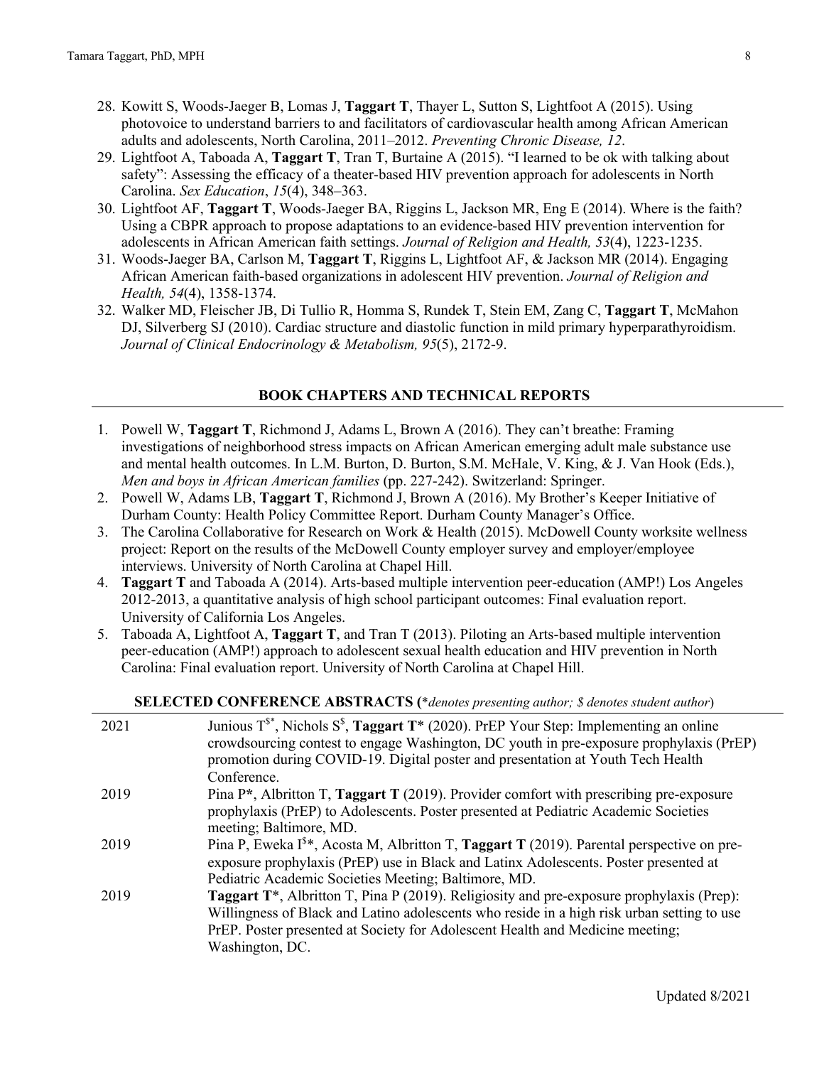28. Kowitt S, Woods-Jaeger B, Lomas J, **Taggart T**, Thayer L, Sutton S, Lightfoot A (2015). Using photovoice to understand barriers to and facilitators of cardiovascular health among African American adults and adolescents, North Carolina, 2011–2012. *Preventing Chronic Disease, 12*.
29. Lightfoot A, Taboada A, **Taggart T**, Tran T, Burtaine A (2015). "I learned to be ok with talking about safety": Assessing the efficacy of a theater-based HIV prevention approach for adolescents in North Carolina. *Sex Education*, *15*(4), 348–363.
30. Lightfoot AF, **Taggart T**, Woods-Jaeger BA, Riggins L, Jackson MR, Eng E (2014). Where is the faith? Using a CBPR approach to propose adaptations to an evidence-based HIV prevention intervention for adolescents in African American faith settings. *Journal of Religion and Health, 53*(4), 1223-1235.
31. Woods-Jaeger BA, Carlson M, **Taggart T**, Riggins L, Lightfoot AF, & Jackson MR (2014). Engaging African American faith-based organizations in adolescent HIV prevention. *Journal of Religion and Health, 54*(4), 1358-1374.
32. Walker MD, Fleischer JB, Di Tullio R, Homma S, Rundek T, Stein EM, Zang C, **Taggart T**, McMahon DJ, Silverberg SJ (2010). Cardiac structure and diastolic function in mild primary hyperparathyroidism. *Journal of Clinical Endocrinology & Metabolism, 95*(5), 2172-9.

## BOOK CHAPTERS AND TECHNICAL REPORTS

1. Powell W, **Taggart T**, Richmond J, Adams L, Brown A (2016). They can't breathe: Framing investigations of neighborhood stress impacts on African American emerging adult male substance use and mental health outcomes. In L.M. Burton, D. Burton, S.M. McHale, V. King, & J. Van Hook (Eds.), *Men and boys in African American families* (pp. 227-242). Switzerland: Springer.
2. Powell W, Adams LB, **Taggart T**, Richmond J, Brown A (2016). My Brother's Keeper Initiative of Durham County: Health Policy Committee Report. Durham County Manager's Office.
3. The Carolina Collaborative for Research on Work & Health (2015). McDowell County worksite wellness project: Report on the results of the McDowell County employer survey and employer/employee interviews. University of North Carolina at Chapel Hill.
4. **Taggart T** and Taboada A (2014). Arts-based multiple intervention peer-education (AMP!) Los Angeles 2012-2013, a quantitative analysis of high school participant outcomes: Final evaluation report. University of California Los Angeles.
5. Taboada A, Lightfoot A, **Taggart T**, and Tran T (2013). Piloting an Arts-based multiple intervention peer-education (AMP!) approach to adolescent sexual health education and HIV prevention in North Carolina: Final evaluation report. University of North Carolina at Chapel Hill.

## SELECTED CONFERENCE ABSTRACTS (*\*denotes presenting author; $ denotes student author*)

| | |
|---|---|
| 2021 | Junious T[$*], Nichols S[$], **Taggart T*** (2020). PrEP Your Step: Implementing an online crowdsourcing contest to engage Washington, DC youth in pre-exposure prophylaxis (PrEP) promotion during COVID-19. Digital poster and presentation at Youth Tech Health Conference. |
| 2019 | Pina P**\***, Albritton T, **Taggart T** (2019). Provider comfort with prescribing pre-exposure prophylaxis (PrEP) to Adolescents. Poster presented at Pediatric Academic Societies meeting; Baltimore, MD. |
| 2019 | Pina P, Eweka I[$]*, Acosta M, Albritton T, **Taggart T** (2019). Parental perspective on pre-exposure prophylaxis (PrEP) use in Black and Latinx Adolescents. Poster presented at Pediatric Academic Societies Meeting; Baltimore, MD. |
| 2019 | **Taggart T**\*, Albritton T, Pina P (2019). Religiosity and pre-exposure prophylaxis (Prep): Willingness of Black and Latino adolescents who reside in a high risk urban setting to use PrEP. Poster presented at Society for Adolescent Health and Medicine meeting; Washington, DC. |

Updated 8/2021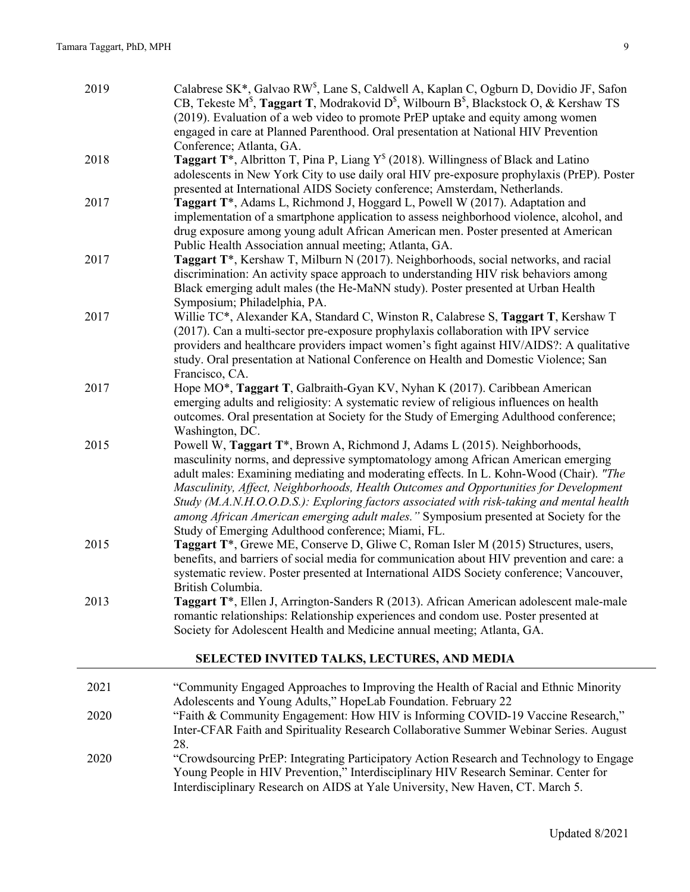2019 Calabrese SK*, Galvao RW[$], Lane S, Caldwell A, Kaplan C, Ogburn D, Dovidio JF, Safon CB, Tekeste M[$], **Taggart T**, Modrakovid D[$], Wilbourn B[$], Blackstock O, & Kershaw TS (2019). Evaluation of a web video to promote PrEP uptake and equity among women engaged in care at Planned Parenthood. Oral presentation at National HIV Prevention Conference; Atlanta, GA.

2018 **Taggart T***, Albritton T, Pina P, Liang Y[$] (2018). Willingness of Black and Latino adolescents in New York City to use daily oral HIV pre-exposure prophylaxis (PrEP). Poster presented at International AIDS Society conference; Amsterdam, Netherlands.

2017 **Taggart T***, Adams L, Richmond J, Hoggard L, Powell W (2017). Adaptation and implementation of a smartphone application to assess neighborhood violence, alcohol, and drug exposure among young adult African American men. Poster presented at American Public Health Association annual meeting; Atlanta, GA.

2017 **Taggart T***, Kershaw T, Milburn N (2017). Neighborhoods, social networks, and racial discrimination: An activity space approach to understanding HIV risk behaviors among Black emerging adult males (the He-MaNN study). Poster presented at Urban Health Symposium; Philadelphia, PA.

2017 Willie TC*, Alexander KA, Standard C, Winston R, Calabrese S, **Taggart T**, Kershaw T (2017). Can a multi-sector pre-exposure prophylaxis collaboration with IPV service providers and healthcare providers impact women's fight against HIV/AIDS?: A qualitative study. Oral presentation at National Conference on Health and Domestic Violence; San Francisco, CA.

2017 Hope MO*, **Taggart T**, Galbraith-Gyan KV, Nyhan K (2017). Caribbean American emerging adults and religiosity: A systematic review of religious influences on health outcomes. Oral presentation at Society for the Study of Emerging Adulthood conference; Washington, DC.

2015 Powell W, **Taggart T***, Brown A, Richmond J, Adams L (2015). Neighborhoods, masculinity norms, and depressive symptomatology among African American emerging adult males: Examining mediating and moderating effects. In L. Kohn-Wood (Chair). *"The Masculinity, Affect, Neighborhoods, Health Outcomes and Opportunities for Development Study (M.A.N.H.O.O.D.S.): Exploring factors associated with risk-taking and mental health among African American emerging adult males."* Symposium presented at Society for the Study of Emerging Adulthood conference; Miami, FL.

2015 **Taggart T***, Grewe ME, Conserve D, Gliwe C, Roman Isler M (2015) Structures, users, benefits, and barriers of social media for communication about HIV prevention and care: a systematic review. Poster presented at International AIDS Society conference; Vancouver, British Columbia.

2013 **Taggart T***, Ellen J, Arrington-Sanders R (2013). African American adolescent male-male romantic relationships: Relationship experiences and condom use. Poster presented at Society for Adolescent Health and Medicine annual meeting; Atlanta, GA.

## SELECTED INVITED TALKS, LECTURES, AND MEDIA

2021 "Community Engaged Approaches to Improving the Health of Racial and Ethnic Minority Adolescents and Young Adults," HopeLab Foundation. February 22

2020 "Faith & Community Engagement: How HIV is Informing COVID-19 Vaccine Research," Inter-CFAR Faith and Spirituality Research Collaborative Summer Webinar Series. August 28.

2020 "Crowdsourcing PrEP: Integrating Participatory Action Research and Technology to Engage Young People in HIV Prevention," Interdisciplinary HIV Research Seminar. Center for Interdisciplinary Research on AIDS at Yale University, New Haven, CT. March 5.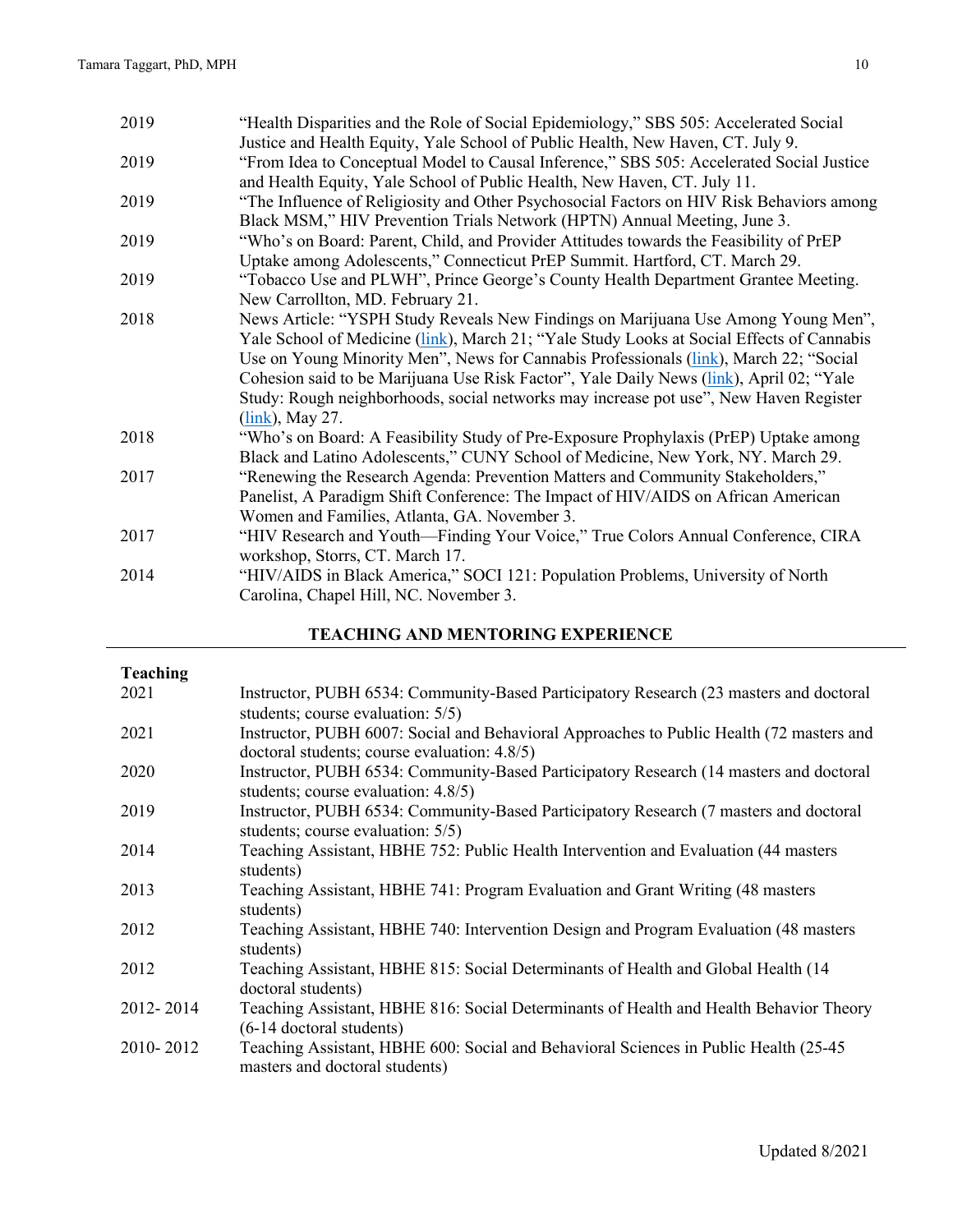2019 "Health Disparities and the Role of Social Epidemiology," SBS 505: Accelerated Social Justice and Health Equity, Yale School of Public Health, New Haven, CT. July 9.

2019 "From Idea to Conceptual Model to Causal Inference," SBS 505: Accelerated Social Justice and Health Equity, Yale School of Public Health, New Haven, CT. July 11.

2019 "The Influence of Religiosity and Other Psychosocial Factors on HIV Risk Behaviors among Black MSM," HIV Prevention Trials Network (HPTN) Annual Meeting, June 3.

2019 "Who's on Board: Parent, Child, and Provider Attitudes towards the Feasibility of PrEP Uptake among Adolescents," Connecticut PrEP Summit. Hartford, CT. March 29.

2019 "Tobacco Use and PLWH", Prince George's County Health Department Grantee Meeting. New Carrollton, MD. February 21.

2018 News Article: "YSPH Study Reveals New Findings on Marijuana Use Among Young Men", Yale School of Medicine (link), March 21; "Yale Study Looks at Social Effects of Cannabis Use on Young Minority Men", News for Cannabis Professionals (link), March 22; "Social Cohesion said to be Marijuana Use Risk Factor", Yale Daily News (link), April 02; "Yale Study: Rough neighborhoods, social networks may increase pot use", New Haven Register (link), May 27.

2018 "Who's on Board: A Feasibility Study of Pre-Exposure Prophylaxis (PrEP) Uptake among Black and Latino Adolescents," CUNY School of Medicine, New York, NY. March 29.

2017 "Renewing the Research Agenda: Prevention Matters and Community Stakeholders," Panelist, A Paradigm Shift Conference: The Impact of HIV/AIDS on African American Women and Families, Atlanta, GA. November 3.

2017 "HIV Research and Youth—Finding Your Voice," True Colors Annual Conference, CIRA workshop, Storrs, CT. March 17.

2014 "HIV/AIDS in Black America," SOCI 121: Population Problems, University of North Carolina, Chapel Hill, NC. November 3.

## TEACHING AND MENTORING EXPERIENCE

**Teaching**

2021 Instructor, PUBH 6534: Community-Based Participatory Research (23 masters and doctoral students; course evaluation: 5/5)

2021 Instructor, PUBH 6007: Social and Behavioral Approaches to Public Health (72 masters and doctoral students; course evaluation: 4.8/5)

2020 Instructor, PUBH 6534: Community-Based Participatory Research (14 masters and doctoral students; course evaluation: 4.8/5)

2019 Instructor, PUBH 6534: Community-Based Participatory Research (7 masters and doctoral students; course evaluation: 5/5)

2014 Teaching Assistant, HBHE 752: Public Health Intervention and Evaluation (44 masters students)

2013 Teaching Assistant, HBHE 741: Program Evaluation and Grant Writing (48 masters students)

2012 Teaching Assistant, HBHE 740: Intervention Design and Program Evaluation (48 masters students)

2012 Teaching Assistant, HBHE 815: Social Determinants of Health and Global Health (14 doctoral students)

2012- 2014 Teaching Assistant, HBHE 816: Social Determinants of Health and Health Behavior Theory (6-14 doctoral students)

2010- 2012 Teaching Assistant, HBHE 600: Social and Behavioral Sciences in Public Health (25-45 masters and doctoral students)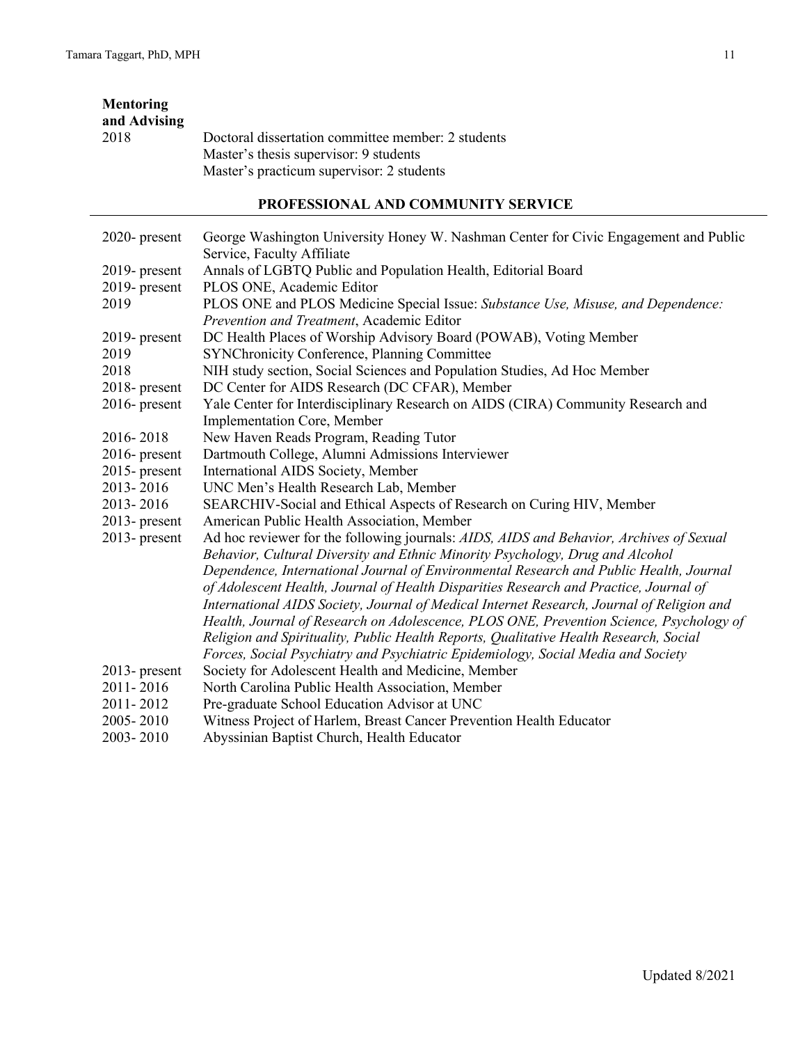**Mentoring and Advising**

| | |
|---|---|
| 2018 | Doctoral dissertation committee member: 2 students<br>Master's thesis supervisor: 9 students<br>Master's practicum supervisor: 2 students |

## PROFESSIONAL AND COMMUNITY SERVICE

| | |
|---|---|
| 2020- present | George Washington University Honey W. Nashman Center for Civic Engagement and Public Service, Faculty Affiliate |
| 2019- present | Annals of LGBTQ Public and Population Health, Editorial Board |
| 2019- present | PLOS ONE, Academic Editor |
| 2019 | PLOS ONE and PLOS Medicine Special Issue: *Substance Use, Misuse, and Dependence: Prevention and Treatment*, Academic Editor |
| 2019- present | DC Health Places of Worship Advisory Board (POWAB), Voting Member |
| 2019 | SYNChronicity Conference, Planning Committee |
| 2018 | NIH study section, Social Sciences and Population Studies, Ad Hoc Member |
| 2018- present | DC Center for AIDS Research (DC CFAR), Member |
| 2016- present | Yale Center for Interdisciplinary Research on AIDS (CIRA) Community Research and Implementation Core, Member |
| 2016- 2018 | New Haven Reads Program, Reading Tutor |
| 2016- present | Dartmouth College, Alumni Admissions Interviewer |
| 2015- present | International AIDS Society, Member |
| 2013- 2016 | UNC Men's Health Research Lab, Member |
| 2013- 2016 | SEARCHIV-Social and Ethical Aspects of Research on Curing HIV, Member |
| 2013- present | American Public Health Association, Member |
| 2013- present | Ad hoc reviewer for the following journals: *AIDS, AIDS and Behavior, Archives of Sexual Behavior, Cultural Diversity and Ethnic Minority Psychology, Drug and Alcohol Dependence, International Journal of Environmental Research and Public Health, Journal of Adolescent Health, Journal of Health Disparities Research and Practice, Journal of International AIDS Society, Journal of Medical Internet Research, Journal of Religion and Health, Journal of Research on Adolescence, PLOS ONE, Prevention Science, Psychology of Religion and Spirituality, Public Health Reports, Qualitative Health Research, Social Forces, Social Psychiatry and Psychiatric Epidemiology, Social Media and Society* |
| 2013- present | Society for Adolescent Health and Medicine, Member |
| 2011- 2016 | North Carolina Public Health Association, Member |
| 2011- 2012 | Pre-graduate School Education Advisor at UNC |
| 2005- 2010 | Witness Project of Harlem, Breast Cancer Prevention Health Educator |
| 2003- 2010 | Abyssinian Baptist Church, Health Educator |

Updated 8/2021